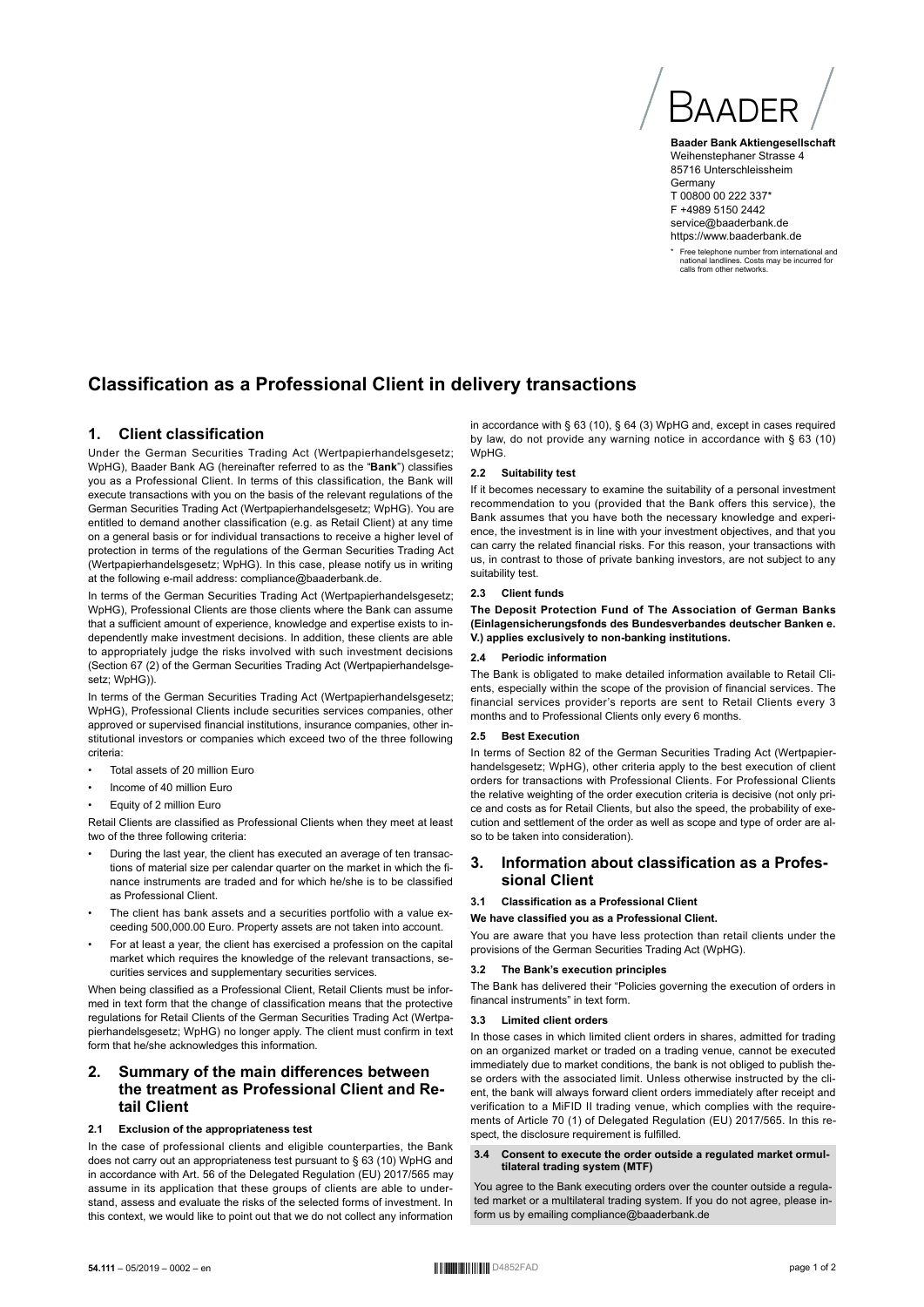BAADER

**Baader Bank Aktiengesellschaft**
Weihenstephaner Strasse 4
85716 Unterschleissheim
Germany
T 00800 00 222 337*
F +4989 5150 2442
service@baaderbank.de
https://www.baaderbank.de

\* Free telephone number from international and national landlines. Costs may be incurred for calls from other networks.

# Classification as a Professional Client in delivery transactions

## 1. Client classification

Under the German Securities Trading Act (Wertpapierhandelsgesetz; WpHG), Baader Bank AG (hereinafter referred to as the "**Bank**") classifies you as a Professional Client. In terms of this classification, the Bank will execute transactions with you on the basis of the relevant regulations of the German Securities Trading Act (Wertpapierhandelsgesetz; WpHG). You are entitled to demand another classification (e.g. as Retail Client) at any time on a general basis or for individual transactions to receive a higher level of protection in terms of the regulations of the German Securities Trading Act (Wertpapierhandelsgesetz; WpHG). In this case, please notify us in writing at the following e-mail address: compliance@baaderbank.de.

In terms of the German Securities Trading Act (Wertpapierhandelsgesetz; WpHG), Professional Clients are those clients where the Bank can assume that a sufficient amount of experience, knowledge and expertise exists to independently make investment decisions. In addition, these clients are able to appropriately judge the risks involved with such investment decisions (Section 67 (2) of the German Securities Trading Act (Wertpapierhandelsgesetz; WpHG)).

In terms of the German Securities Trading Act (Wertpapierhandelsgesetz; WpHG), Professional Clients include securities services companies, other approved or supervised financial institutions, insurance companies, other institutional investors or companies which exceed two of the three following criteria:

- Total assets of 20 million Euro
- Income of 40 million Euro
- Equity of 2 million Euro

Retail Clients are classified as Professional Clients when they meet at least two of the three following criteria:

- During the last year, the client has executed an average of ten transactions of material size per calendar quarter on the market in which the finance instruments are traded and for which he/she is to be classified as Professional Client.
- The client has bank assets and a securities portfolio with a value exceeding 500,000.00 Euro. Property assets are not taken into account.
- For at least a year, the client has exercised a profession on the capital market which requires the knowledge of the relevant transactions, securities services and supplementary securities services.

When being classified as a Professional Client, Retail Clients must be informed in text form that the change of classification means that the protective regulations for Retail Clients of the German Securities Trading Act (Wertpapierhandelsgesetz; WpHG) no longer apply. The client must confirm in text form that he/she acknowledges this information.

## 2. Summary of the main differences between the treatment as Professional Client and Retail Client

### 2.1 Exclusion of the appropriateness test

In the case of professional clients and eligible counterparties, the Bank does not carry out an appropriateness test pursuant to § 63 (10) WpHG and in accordance with Art. 56 of the Delegated Regulation (EU) 2017/565 may assume in its application that these groups of clients are able to understand, assess and evaluate the risks of the selected forms of investment. In this context, we would like to point out that we do not collect any information in accordance with § 63 (10), § 64 (3) WpHG and, except in cases required by law, do not provide any warning notice in accordance with § 63 (10) WpHG.

### 2.2 Suitability test

If it becomes necessary to examine the suitability of a personal investment recommendation to you (provided that the Bank offers this service), the Bank assumes that you have both the necessary knowledge and experience, the investment is in line with your investment objectives, and that you can carry the related financial risks. For this reason, your transactions with us, in contrast to those of private banking investors, are not subject to any suitability test.

### 2.3 Client funds

**The Deposit Protection Fund of The Association of German Banks (Einlagensicherungsfonds des Bundesverbandes deutscher Banken e. V.) applies exclusively to non-banking institutions.**

### 2.4 Periodic information

The Bank is obligated to make detailed information available to Retail Clients, especially within the scope of the provision of financial services. The financial services provider's reports are sent to Retail Clients every 3 months and to Professional Clients only every 6 months.

### 2.5 Best Execution

In terms of Section 82 of the German Securities Trading Act (Wertpapierhandelsgesetz; WpHG), other criteria apply to the best execution of client orders for transactions with Professional Clients. For Professional Clients the relative weighting of the order execution criteria is decisive (not only price and costs as for Retail Clients, but also the speed, the probability of execution and settlement of the order as well as scope and type of order are also to be taken into consideration).

## 3. Information about classification as a Professional Client

### 3.1 Classification as a Professional Client

**We have classified you as a Professional Client.**

You are aware that you have less protection than retail clients under the provisions of the German Securities Trading Act (WpHG).

### 3.2 The Bank's execution principles

The Bank has delivered their "Policies governing the execution of orders in financal instruments" in text form.

### 3.3 Limited client orders

In those cases in which limited client orders in shares, admitted for trading on an organized market or traded on a trading venue, cannot be executed immediately due to market conditions, the bank is not obliged to publish these orders with the associated limit. Unless otherwise instructed by the client, the bank will always forward client orders immediately after receipt and verification to a MiFID II trading venue, which complies with the requirements of Article 70 (1) of Delegated Regulation (EU) 2017/565. In this respect, the disclosure requirement is fulfilled.

### 3.4 Consent to execute the order outside a regulated market ormultilateral trading system (MTF)

You agree to the Bank executing orders over the counter outside a regulated market or a multilateral trading system. If you do not agree, please inform us by emailing compliance@baaderbank.de

54.111 – 05/2019 – 0002 – en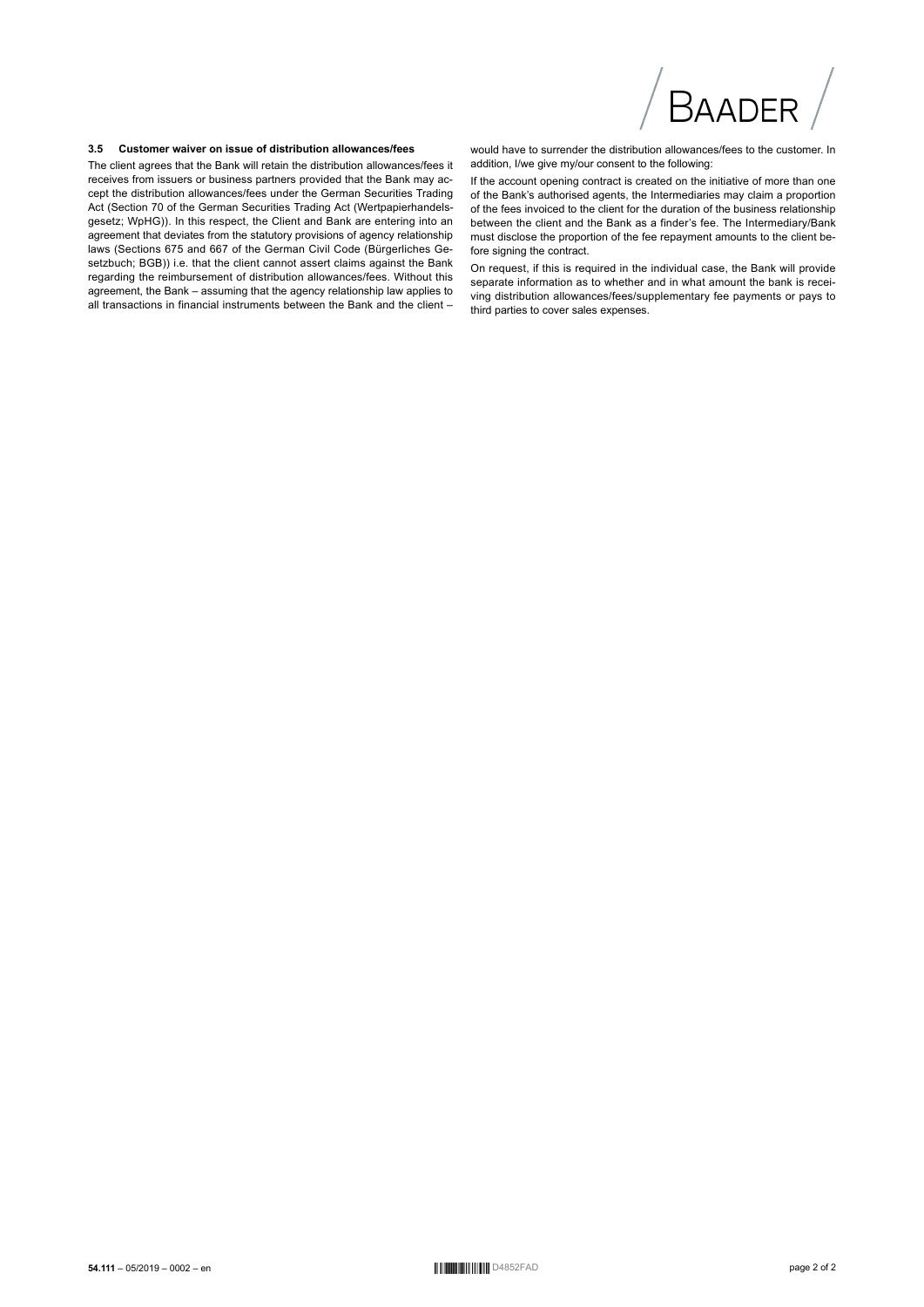### 3.5 Customer waiver on issue of distribution allowances/fees

The client agrees that the Bank will retain the distribution allowances/fees it receives from issuers or business partners provided that the Bank may accept the distribution allowances/fees under the German Securities Trading Act (Section 70 of the German Securities Trading Act (Wertpapierhandelsgesetz; WpHG)). In this respect, the Client and Bank are entering into an agreement that deviates from the statutory provisions of agency relationship laws (Sections 675 and 667 of the German Civil Code (Bürgerliches Gesetzbuch; BGB)) i.e. that the client cannot assert claims against the Bank regarding the reimbursement of distribution allowances/fees. Without this agreement, the Bank – assuming that the agency relationship law applies to all transactions in financial instruments between the Bank and the client – would have to surrender the distribution allowances/fees to the customer. In addition, I/we give my/our consent to the following:

If the account opening contract is created on the initiative of more than one of the Bank's authorised agents, the Intermediaries may claim a proportion of the fees invoiced to the client for the duration of the business relationship between the client and the Bank as a finder's fee. The Intermediary/Bank must disclose the proportion of the fee repayment amounts to the client before signing the contract.

On request, if this is required in the individual case, the Bank will provide separate information as to whether and in what amount the bank is receiving distribution allowances/fees/supplementary fee payments or pays to third parties to cover sales expenses.

**54.111** – 05/2019 – 0002 – en D4852FAD